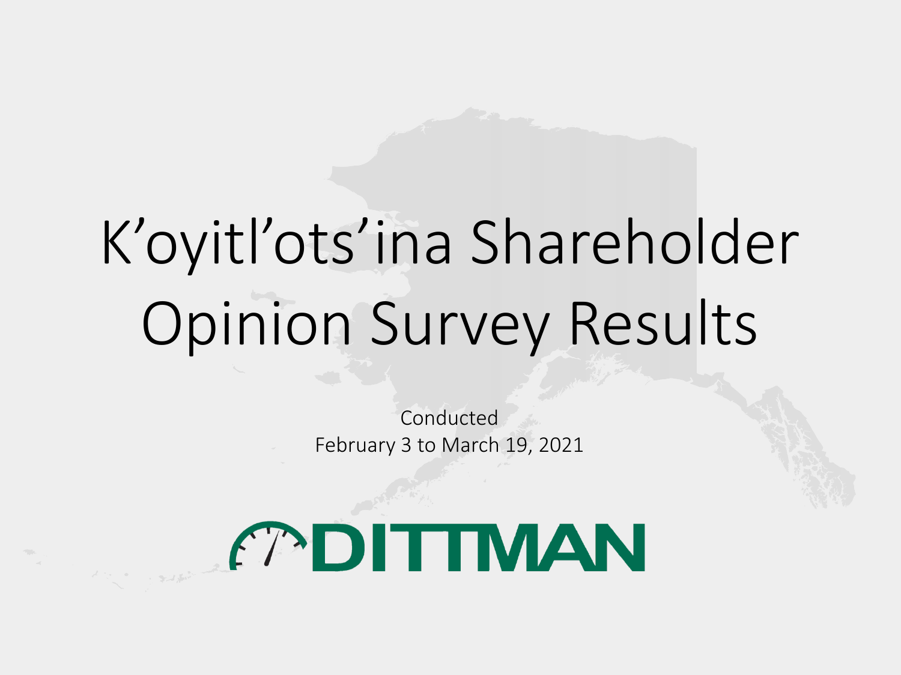# K’oyitl’ots’ina Shareholder Opinion Survey Results

Conducted
February 3 to March 19, 2021

DITTMAN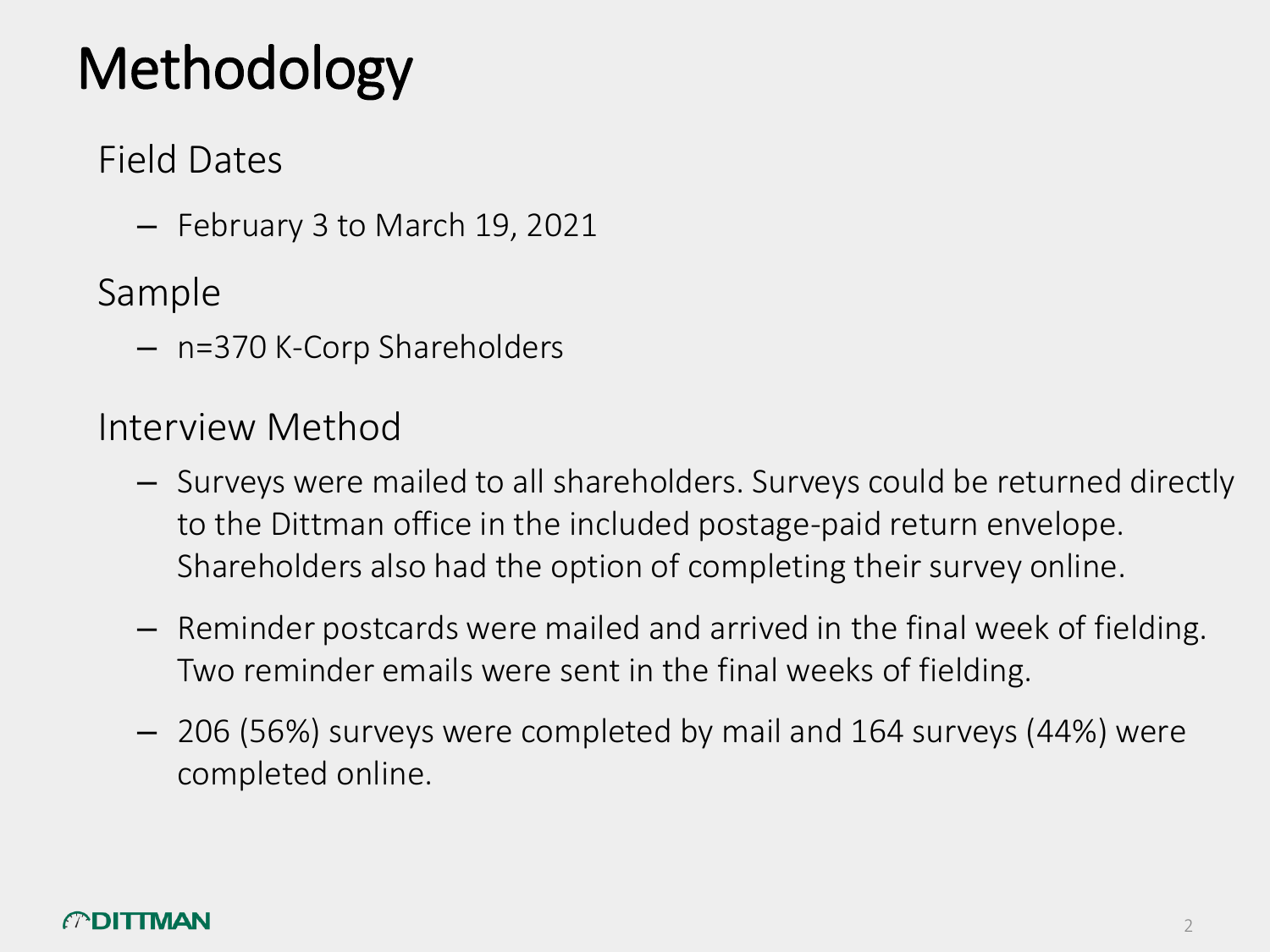# Methodology

## Field Dates

- February 3 to March 19, 2021

## Sample

- n=370 K-Corp Shareholders

## Interview Method

- Surveys were mailed to all shareholders. Surveys could be returned directly to the Dittman office in the included postage-paid return envelope. Shareholders also had the option of completing their survey online.
- Reminder postcards were mailed and arrived in the final week of fielding. Two reminder emails were sent in the final weeks of fielding.
- 206 (56%) surveys were completed by mail and 164 surveys (44%) were completed online.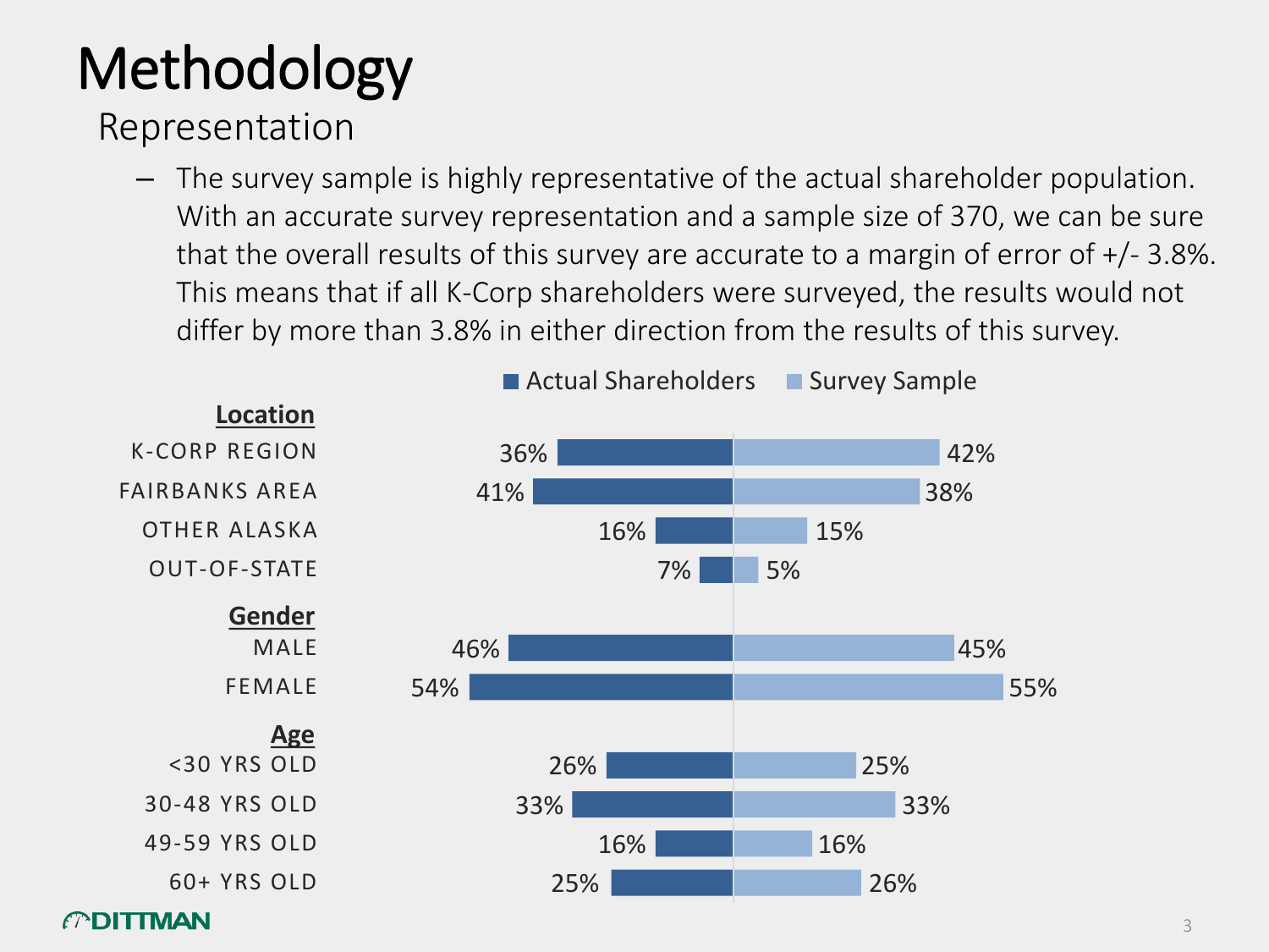# Methodology

## Representation

- The survey sample is highly representative of the actual shareholder population. With an accurate survey representation and a sample size of 370, we can be sure that the overall results of this survey are accurate to a margin of error of +/- 3.8%. This means that if all K-Corp shareholders were surveyed, the results would not differ by more than 3.8% in either direction from the results of this survey.

| | Actual Shareholders | Survey Sample |
|---|---|---|
| **Location** | | |
| K-CORP REGION | 36% | 42% |
| FAIRBANKS AREA | 41% | 38% |
| OTHER ALASKA | 16% | 15% |
| OUT-OF-STATE | 7% | 5% |
| **Gender** | | |
| MALE | 46% | 45% |
| FEMALE | 54% | 55% |
| **Age** | | |
| <30 YRS OLD | 26% | 25% |
| 30-48 YRS OLD | 33% | 33% |
| 49-59 YRS OLD | 16% | 16% |
| 60+ YRS OLD | 25% | 26% |

DITTMAN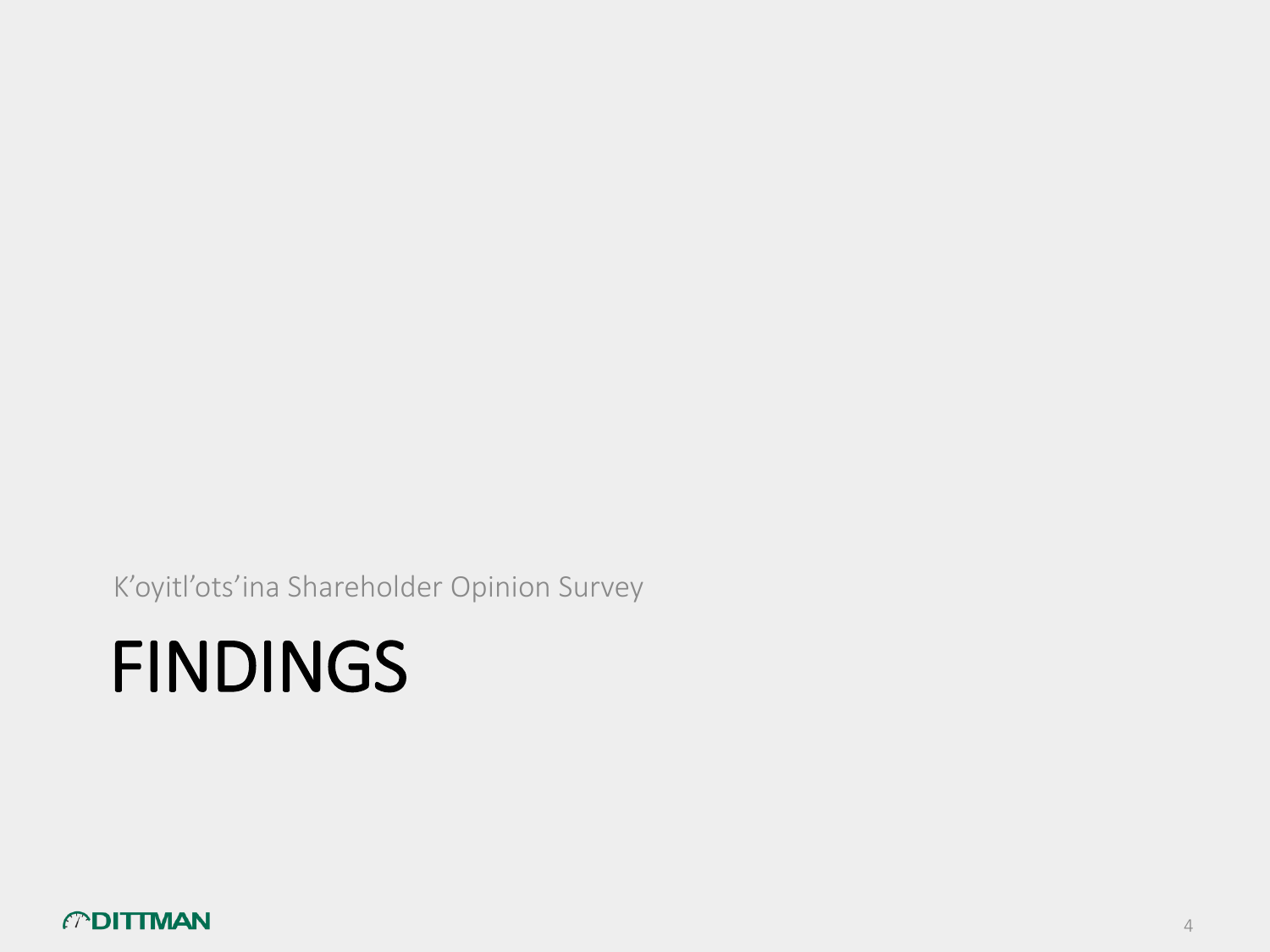K’oyitl’ots’ina Shareholder Opinion Survey

# FINDINGS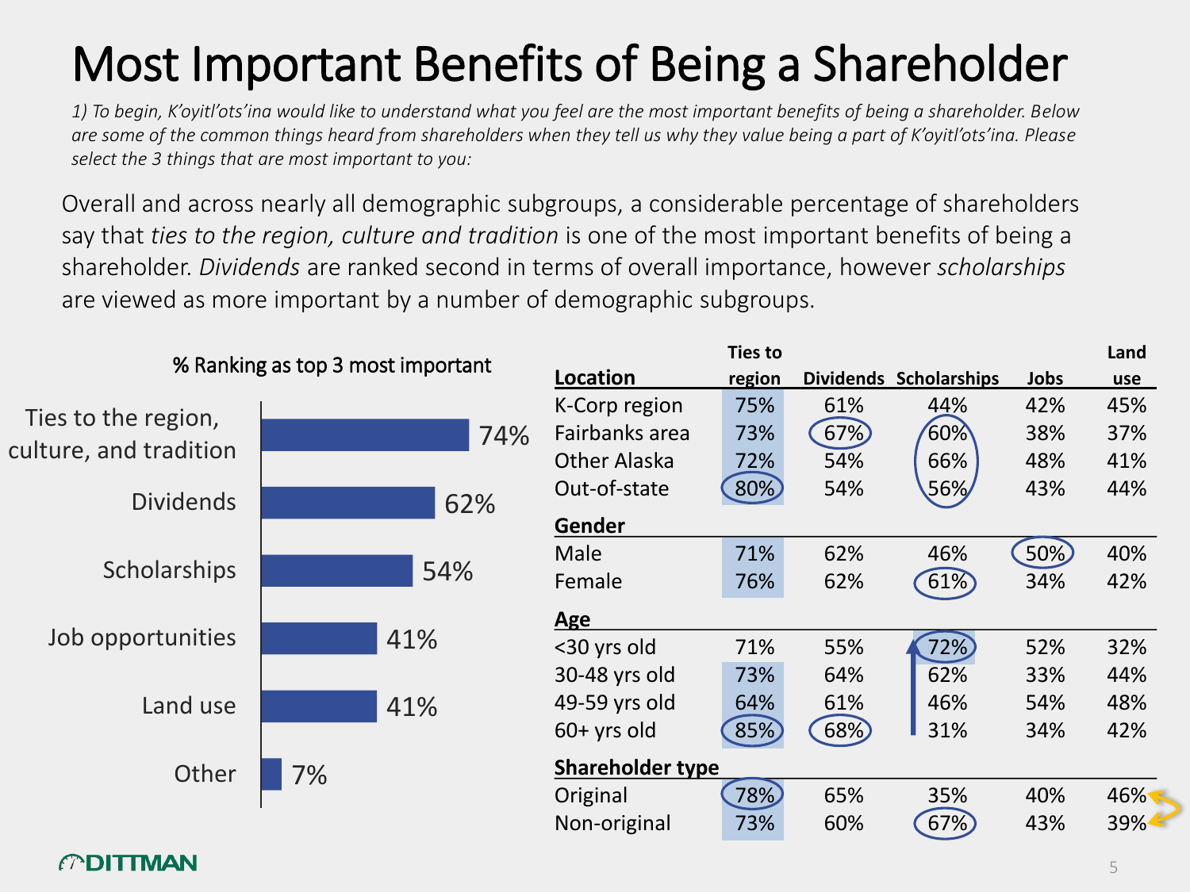# Most Important Benefits of Being a Shareholder

*1) To begin, K'oyitl'ots'ina would like to understand what you feel are the most important benefits of being a shareholder. Below are some of the common things heard from shareholders when they tell us why they value being a part of K'oyitl'ots'ina. Please select the 3 things that are most important to you:*

Overall and across nearly all demographic subgroups, a considerable percentage of shareholders say that *ties to the region, culture and tradition* is one of the most important benefits of being a shareholder. *Dividends* are ranked second in terms of overall importance, however *scholarships* are viewed as more important by a number of demographic subgroups.

**% Ranking as top 3 most important**

| Benefit | % |
|---|---|
| Ties to the region, culture, and tradition | 74% |
| Dividends | 62% |
| Scholarships | 54% |
| Job opportunities | 41% |
| Land use | 41% |
| Other | 7% |

| | Ties to region | Dividends | Scholarships | Jobs | Land use |
|---|---|---|---|---|---|
| **Location** | | | | | |
| K-Corp region | 75% | 61% | 44% | 42% | 45% |
| Fairbanks area | 73% | 67% | 60% | 38% | 37% |
| Other Alaska | 72% | 54% | 66% | 48% | 41% |
| Out-of-state | 80% | 54% | 56% | 43% | 44% |
| **Gender** | | | | | |
| Male | 71% | 62% | 46% | 50% | 40% |
| Female | 76% | 62% | 61% | 34% | 42% |
| **Age** | | | | | |
| <30 yrs old | 71% | 55% | 72% | 52% | 32% |
| 30-48 yrs old | 73% | 64% | 62% | 33% | 44% |
| 49-59 yrs old | 64% | 61% | 46% | 54% | 48% |
| 60+ yrs old | 85% | 68% | 31% | 34% | 42% |
| **Shareholder type** | | | | | |
| Original | 78% | 65% | 35% | 40% | 46% |
| Non-original | 73% | 60% | 67% | 43% | 39% |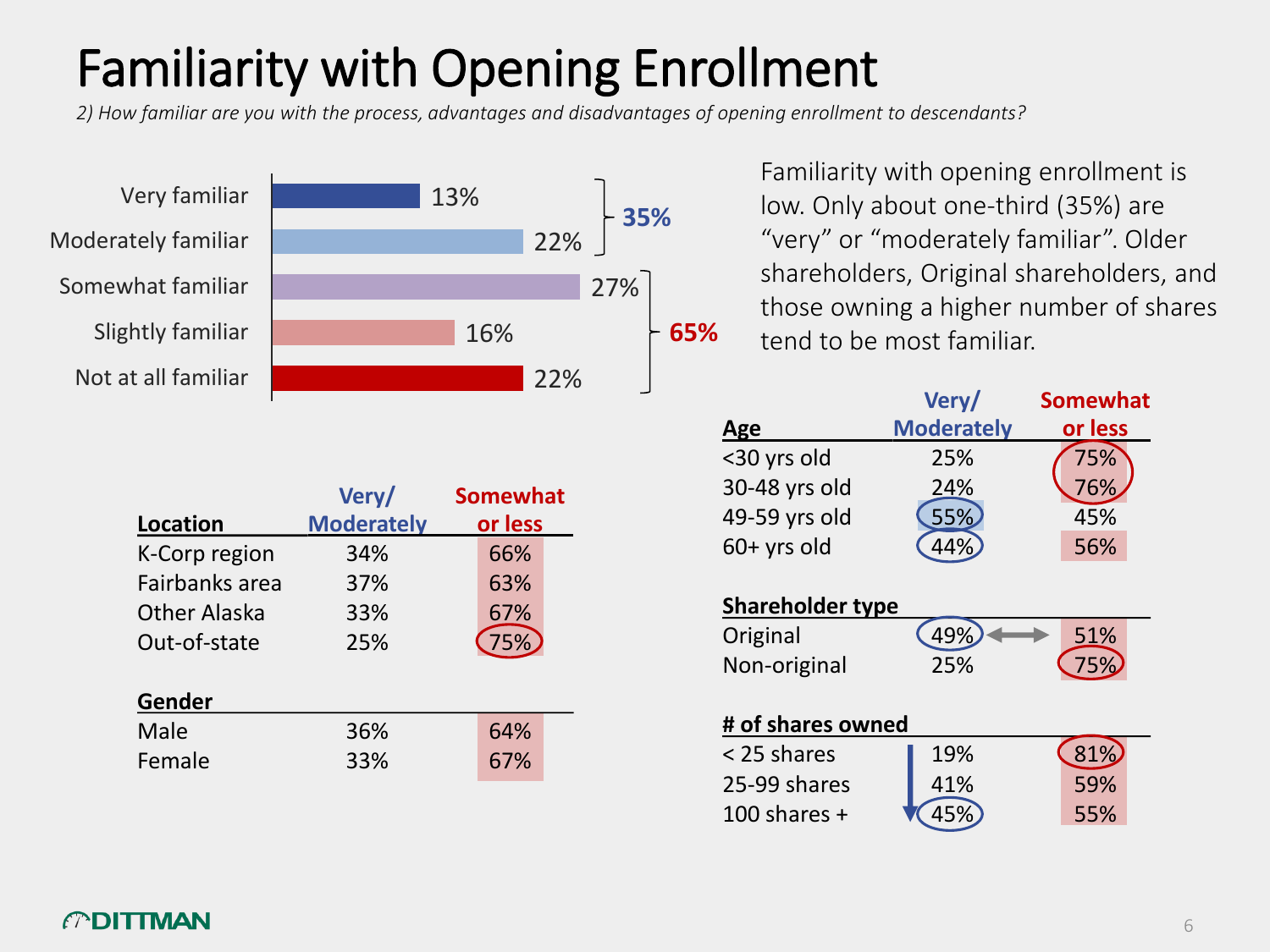# Familiarity with Opening Enrollment

*2) How familiar are you with the process, advantages and disadvantages of opening enrollment to descendants?*

| Response | % | |
|---|---|---|
| Very familiar | 13% | 35% |
| Moderately familiar | 22% | |
| Somewhat familiar | 27% | 65% |
| Slightly familiar | 16% | |
| Not at all familiar | 22% | |

Familiarity with opening enrollment is low. Only about one-third (35%) are "very" or "moderately familiar". Older shareholders, Original shareholders, and those owning a higher number of shares tend to be most familiar.

| Location | Very/ Moderately | Somewhat or less |
|---|---|---|
| K-Corp region | 34% | 66% |
| Fairbanks area | 37% | 63% |
| Other Alaska | 33% | 67% |
| Out-of-state | 25% | 75% |

| Gender | Very/ Moderately | Somewhat or less |
|---|---|---|
| Male | 36% | 64% |
| Female | 33% | 67% |

| Age | Very/ Moderately | Somewhat or less |
|---|---|---|
| <30 yrs old | 25% | 75% |
| 30-48 yrs old | 24% | 76% |
| 49-59 yrs old | 55% | 45% |
| 60+ yrs old | 44% | 56% |

| Shareholder type | Very/ Moderately | Somewhat or less |
|---|---|---|
| Original | 49% | 51% |
| Non-original | 25% | 75% |

| # of shares owned | Very/ Moderately | Somewhat or less |
|---|---|---|
| < 25 shares | 19% | 81% |
| 25-99 shares | 41% | 59% |
| 100 shares + | 45% | 55% |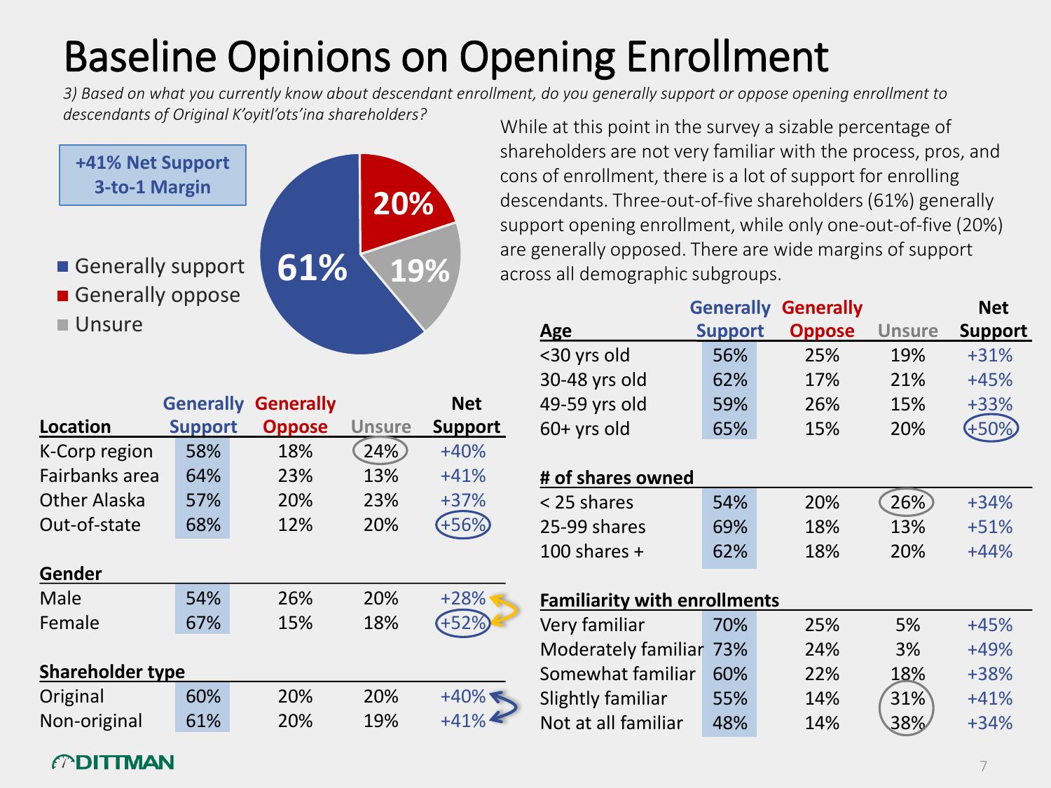# Baseline Opinions on Opening Enrollment

*3) Based on what you currently know about descendant enrollment, do you generally support or oppose opening enrollment to descendants of Original K'oyitl'ots'ina shareholders?*

**+41% Net Support**
**3-to-1 Margin**

- Generally support: 61%
- Generally oppose: 20%
- Unsure: 19%

While at this point in the survey a sizable percentage of shareholders are not very familiar with the process, pros, and cons of enrollment, there is a lot of support for enrolling descendants. Three-out-of-five shareholders (61%) generally support opening enrollment, while only one-out-of-five (20%) are generally opposed. There are wide margins of support across all demographic subgroups.

| Location | Generally Support | Generally Oppose | Unsure | Net Support |
|---|---|---|---|---|
| K-Corp region | 58% | 18% | 24% | +40% |
| Fairbanks area | 64% | 23% | 13% | +41% |
| Other Alaska | 57% | 20% | 23% | +37% |
| Out-of-state | 68% | 12% | 20% | +56% |
| **Gender** | | | | |
| Male | 54% | 26% | 20% | +28% |
| Female | 67% | 15% | 18% | +52% |
| **Shareholder type** | | | | |
| Original | 60% | 20% | 20% | +40% |
| Non-original | 61% | 20% | 19% | +41% |

| Age | Generally Support | Generally Oppose | Unsure | Net Support |
|---|---|---|---|---|
| <30 yrs old | 56% | 25% | 19% | +31% |
| 30-48 yrs old | 62% | 17% | 21% | +45% |
| 49-59 yrs old | 59% | 26% | 15% | +33% |
| 60+ yrs old | 65% | 15% | 20% | +50% |
| **# of shares owned** | | | | |
| < 25 shares | 54% | 20% | 26% | +34% |
| 25-99 shares | 69% | 18% | 13% | +51% |
| 100 shares + | 62% | 18% | 20% | +44% |
| **Familiarity with enrollments** | | | | |
| Very familiar | 70% | 25% | 5% | +45% |
| Moderately familiar | 73% | 24% | 3% | +49% |
| Somewhat familiar | 60% | 22% | 18% | +38% |
| Slightly familiar | 55% | 14% | 31% | +41% |
| Not at all familiar | 48% | 14% | 38% | +34% |

DITTMAN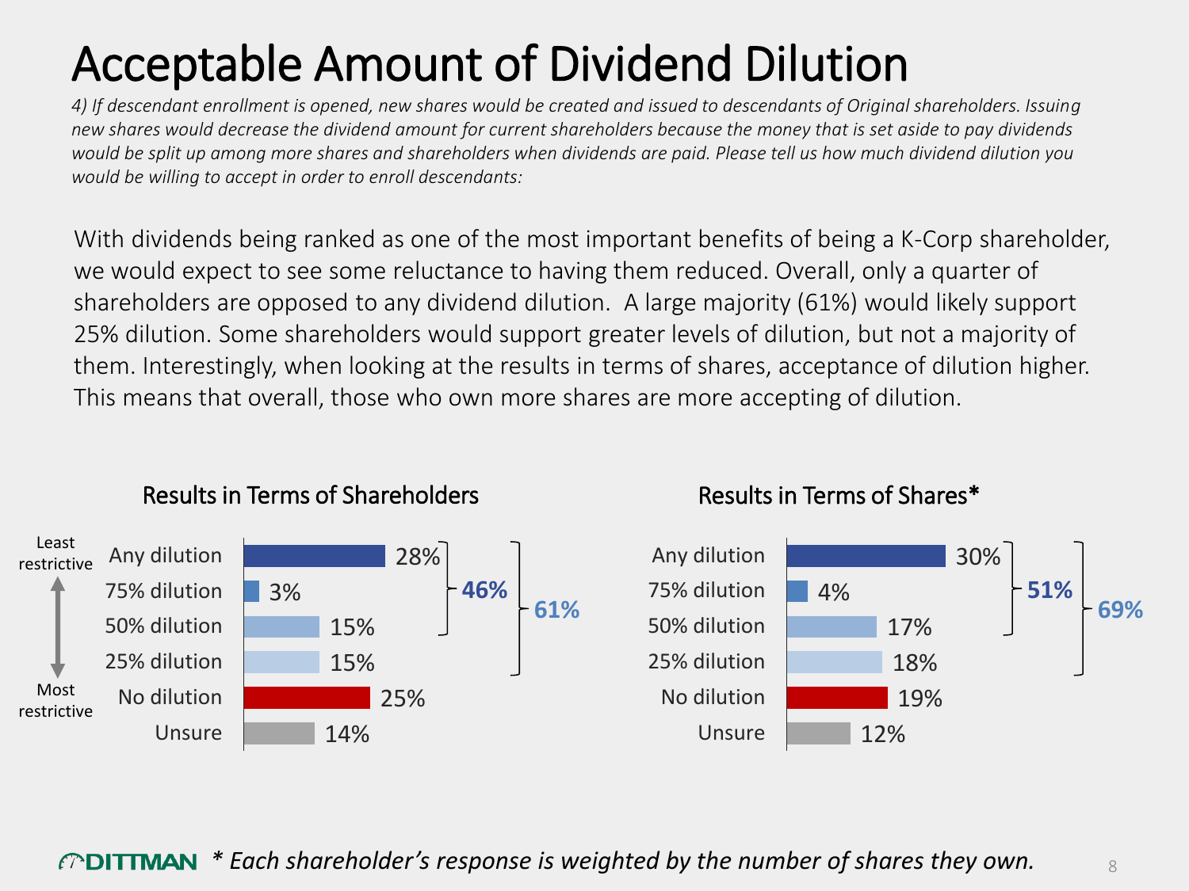# Acceptable Amount of Dividend Dilution

*4) If descendant enrollment is opened, new shares would be created and issued to descendants of Original shareholders. Issuing new shares would decrease the dividend amount for current shareholders because the money that is set aside to pay dividends would be split up among more shares and shareholders when dividends are paid. Please tell us how much dividend dilution you would be willing to accept in order to enroll descendants:*

With dividends being ranked as one of the most important benefits of being a K-Corp shareholder, we would expect to see some reluctance to having them reduced. Overall, only a quarter of shareholders are opposed to any dividend dilution. A large majority (61%) would likely support 25% dilution. Some shareholders would support greater levels of dilution, but not a majority of them. Interestingly, when looking at the results in terms of shares, acceptance of dilution higher. This means that overall, those who own more shares are more accepting of dilution.

**Results in Terms of Shareholders**

| Response | % |
|---|---|
| Any dilution (Least restrictive) | 28% |
| 75% dilution | 3% |
| 50% dilution | 15% |
| 25% dilution | 15% |
| No dilution (Most restrictive) | 25% |
| Unsure | 14% |

Any dilution + 75% dilution + 50% dilution: **46%**; Any dilution through 25% dilution: **61%**

**Results in Terms of Shares***

| Response | % |
|---|---|
| Any dilution | 30% |
| 75% dilution | 4% |
| 50% dilution | 17% |
| 25% dilution | 18% |
| No dilution | 19% |
| Unsure | 12% |

Any dilution + 75% dilution + 50% dilution: **51%**; Any dilution through 25% dilution: **69%**

*\* Each shareholder's response is weighted by the number of shares they own.*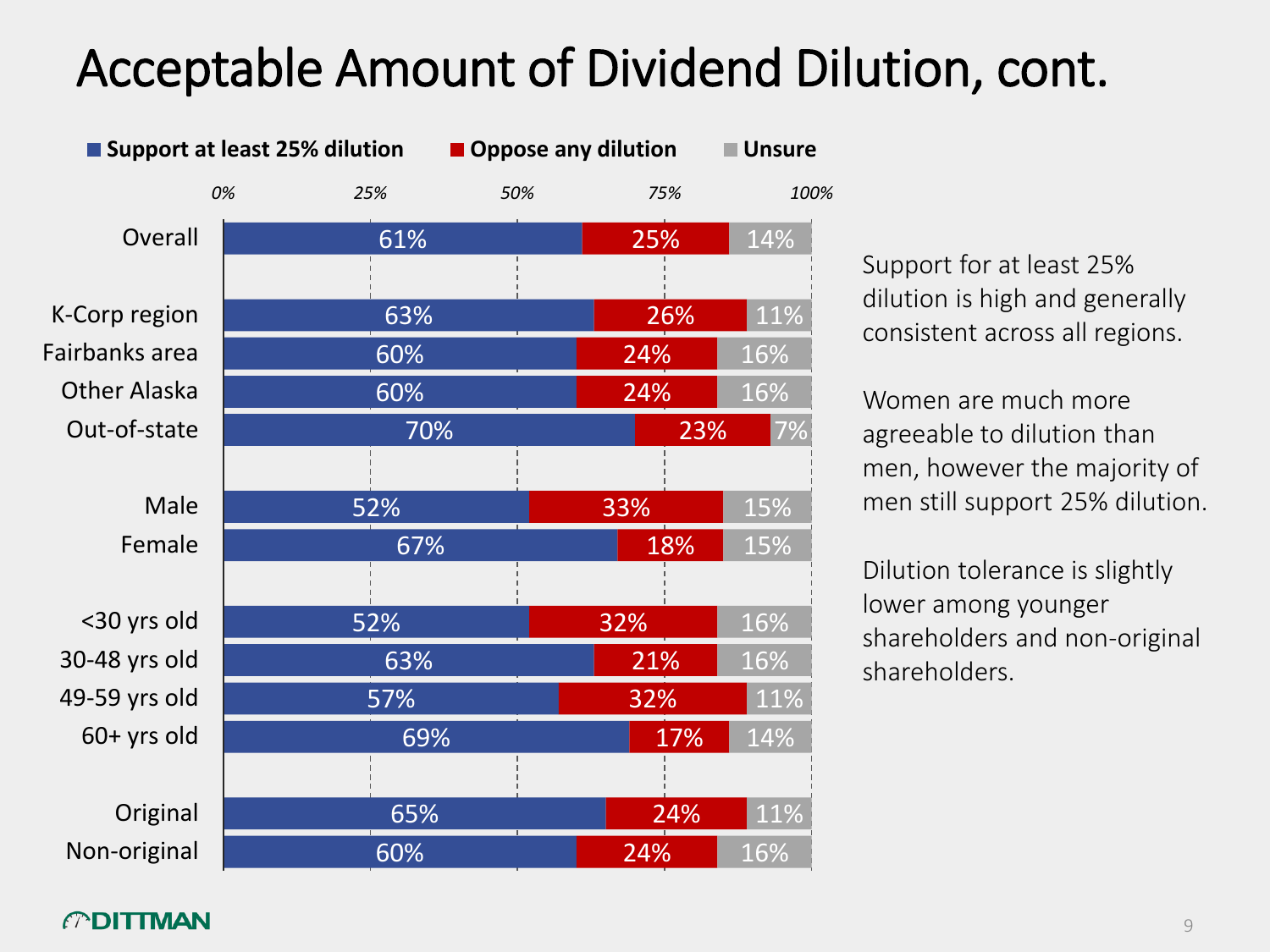# Acceptable Amount of Dividend Dilution, cont.

| | Support at least 25% dilution | Oppose any dilution | Unsure |
|---|---|---|---|
| Overall | 61% | 25% | 14% |
| K-Corp region | 63% | 26% | 11% |
| Fairbanks area | 60% | 24% | 16% |
| Other Alaska | 60% | 24% | 16% |
| Out-of-state | 70% | 23% | 7% |
| Male | 52% | 33% | 15% |
| Female | 67% | 18% | 15% |
| <30 yrs old | 52% | 32% | 16% |
| 30-48 yrs old | 63% | 21% | 16% |
| 49-59 yrs old | 57% | 32% | 11% |
| 60+ yrs old | 69% | 17% | 14% |
| Original | 65% | 24% | 11% |
| Non-original | 60% | 24% | 16% |

Support for at least 25% dilution is high and generally consistent across all regions.

Women are much more agreeable to dilution than men, however the majority of men still support 25% dilution.

Dilution tolerance is slightly lower among younger shareholders and non-original shareholders.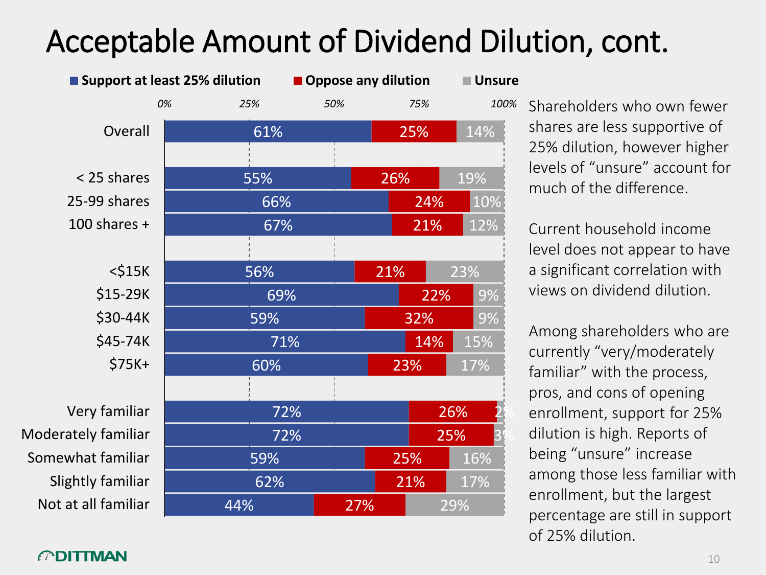# Acceptable Amount of Dividend Dilution, cont.

| | Support at least 25% dilution | Oppose any dilution | Unsure |
|---|---|---|---|
| Overall | 61% | 25% | 14% |
| < 25 shares | 55% | 26% | 19% |
| 25-99 shares | 66% | 24% | 10% |
| 100 shares + | 67% | 21% | 12% |
| <$15K | 56% | 21% | 23% |
| $15-29K | 69% | 22% | 9% |
| $30-44K | 59% | 32% | 9% |
| $45-74K | 71% | 14% | 15% |
| $75K+ | 60% | 23% | 17% |
| Very familiar | 72% | 26% | 2% |
| Moderately familiar | 72% | 25% | 3% |
| Somewhat familiar | 59% | 25% | 16% |
| Slightly familiar | 62% | 21% | 17% |
| Not at all familiar | 44% | 27% | 29% |

Shareholders who own fewer shares are less supportive of 25% dilution, however higher levels of "unsure" account for much of the difference.

Current household income level does not appear to have a significant correlation with views on dividend dilution.

Among shareholders who are currently "very/moderately familiar" with the process, pros, and cons of opening enrollment, support for 25% dilution is high. Reports of being "unsure" increase among those less familiar with enrollment, but the largest percentage are still in support of 25% dilution.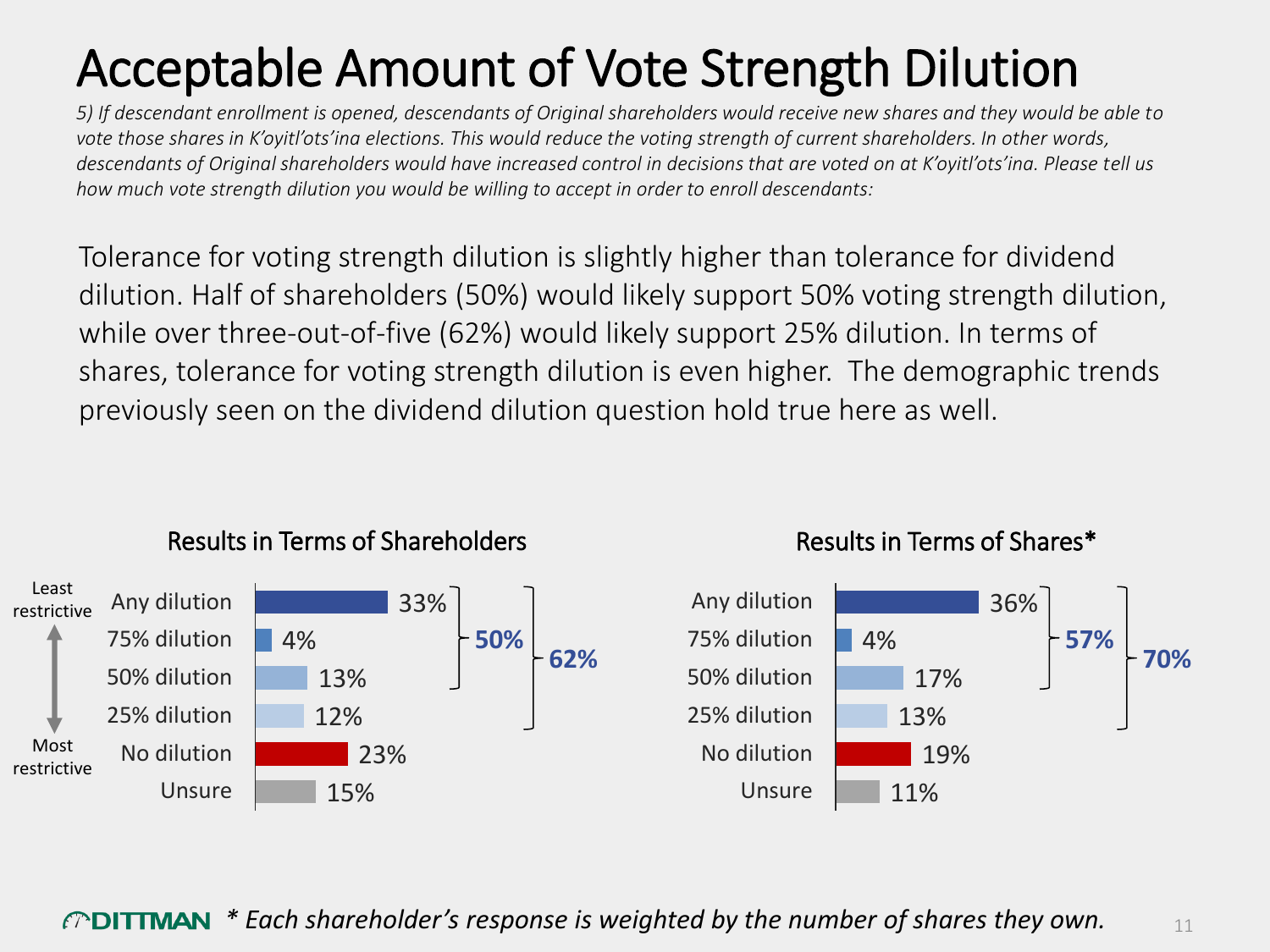# Acceptable Amount of Vote Strength Dilution

*5) If descendant enrollment is opened, descendants of Original shareholders would receive new shares and they would be able to vote those shares in K'oyitl'ots'ina elections. This would reduce the voting strength of current shareholders. In other words, descendants of Original shareholders would have increased control in decisions that are voted on at K'oyitl'ots'ina. Please tell us how much vote strength dilution you would be willing to accept in order to enroll descendants:*

Tolerance for voting strength dilution is slightly higher than tolerance for dividend dilution. Half of shareholders (50%) would likely support 50% voting strength dilution, while over three-out-of-five (62%) would likely support 25% dilution. In terms of shares, tolerance for voting strength dilution is even higher. The demographic trends previously seen on the dividend dilution question hold true here as well.

### Results in Terms of Shareholders

| Response (Least restrictive → Most restrictive) | % |
| --- | --- |
| Any dilution | 33% |
| 75% dilution | 4% |
| 50% dilution | 13% |
| 25% dilution | 12% |
| No dilution | 23% |
| Unsure | 15% |

Any/75%/50% dilution combined: **50%**; Any/75%/50%/25% dilution combined: **62%**

### Results in Terms of Shares*

| Response | % |
| --- | --- |
| Any dilution | 36% |
| 75% dilution | 4% |
| 50% dilution | 17% |
| 25% dilution | 13% |
| No dilution | 19% |
| Unsure | 11% |

Any/75%/50% dilution combined: **57%**; Any/75%/50%/25% dilution combined: **70%**

DITTMAN *\* Each shareholder's response is weighted by the number of shares they own.*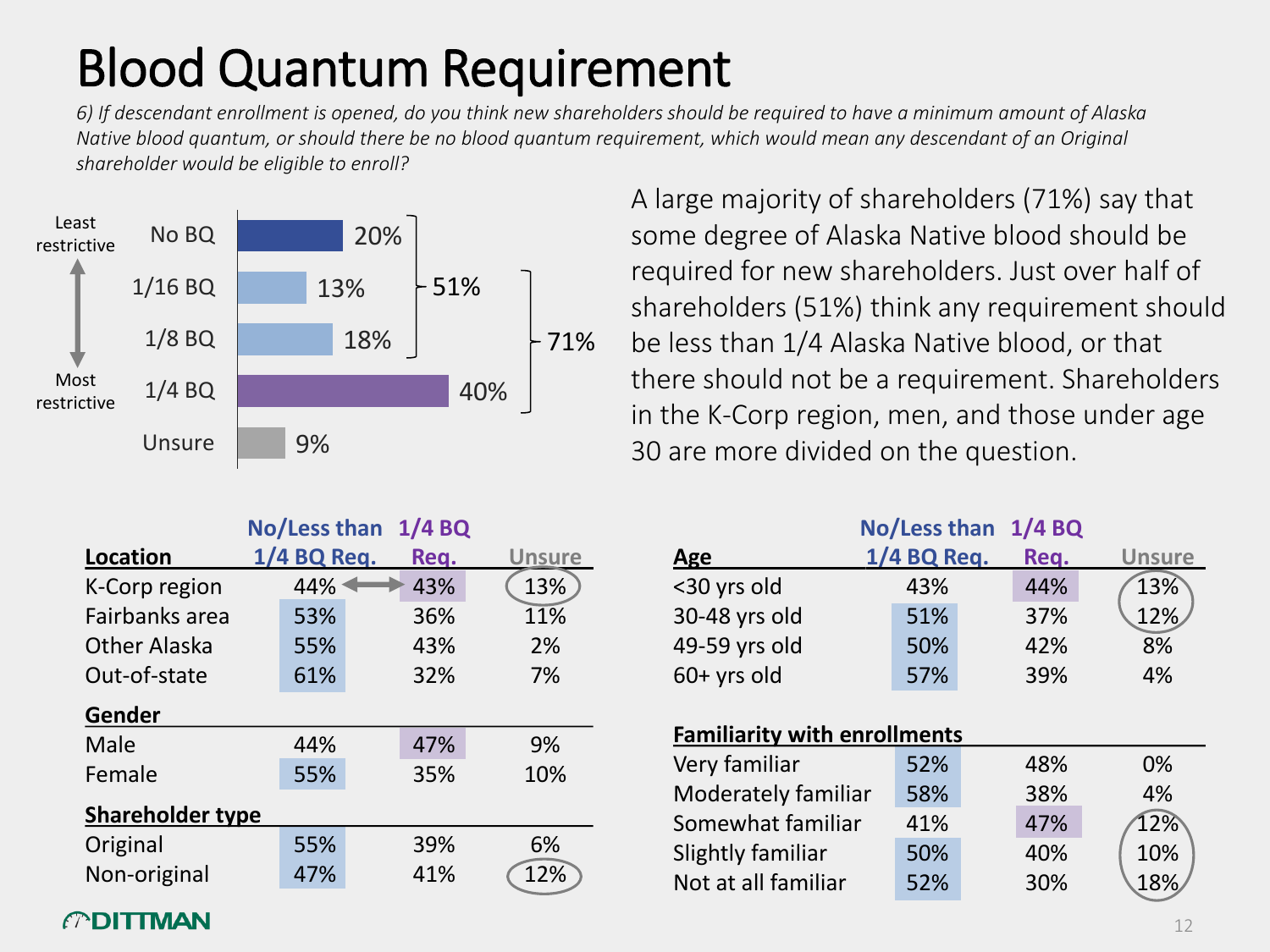# Blood Quantum Requirement

*6) If descendant enrollment is opened, do you think new shareholders should be required to have a minimum amount of Alaska Native blood quantum, or should there be no blood quantum requirement, which would mean any descendant of an Original shareholder would be eligible to enroll?*

| Restrictiveness | Response | % | Subtotal | Total |
|---|---|---|---|---|
| Least restrictive | No BQ | 20% | 51% | 71% |
| | 1/16 BQ | 13% | | |
| | 1/8 BQ | 18% | | |
| Most restrictive | 1/4 BQ | 40% | | |
| | Unsure | 9% | | |

A large majority of shareholders (71%) say that some degree of Alaska Native blood should be required for new shareholders. Just over half of shareholders (51%) think any requirement should be less than 1/4 Alaska Native blood, or that there should not be a requirement. Shareholders in the K-Corp region, men, and those under age 30 are more divided on the question.

| Location | No/Less than 1/4 BQ Req. | 1/4 BQ Req. | Unsure |
|---|---|---|---|
| K-Corp region | 44% | 43% | 13% |
| Fairbanks area | 53% | 36% | 11% |
| Other Alaska | 55% | 43% | 2% |
| Out-of-state | 61% | 32% | 7% |
| **Gender** | | | |
| Male | 44% | 47% | 9% |
| Female | 55% | 35% | 10% |
| **Shareholder type** | | | |
| Original | 55% | 39% | 6% |
| Non-original | 47% | 41% | 12% |

| Age | No/Less than 1/4 BQ Req. | 1/4 BQ Req. | Unsure |
|---|---|---|---|
| <30 yrs old | 43% | 44% | 13% |
| 30-48 yrs old | 51% | 37% | 12% |
| 49-59 yrs old | 50% | 42% | 8% |
| 60+ yrs old | 57% | 39% | 4% |
| **Familiarity with enrollments** | | | |
| Very familiar | 52% | 48% | 0% |
| Moderately familiar | 58% | 38% | 4% |
| Somewhat familiar | 41% | 47% | 12% |
| Slightly familiar | 50% | 40% | 10% |
| Not at all familiar | 52% | 30% | 18% |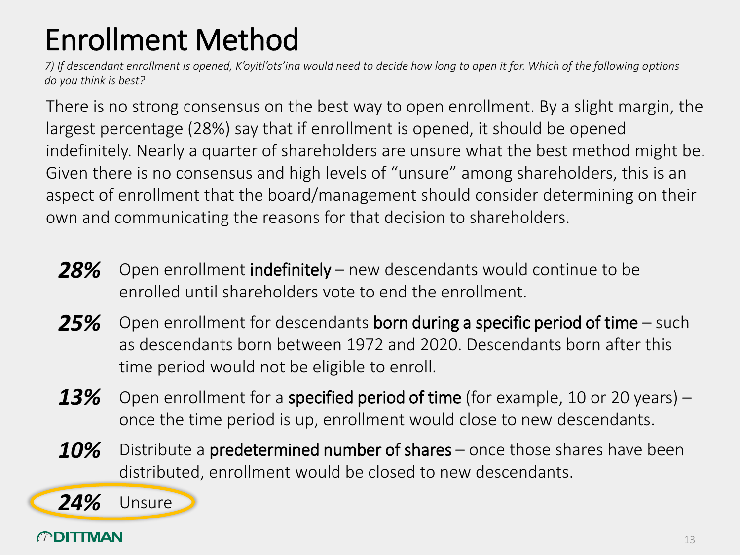# Enrollment Method

*7) If descendant enrollment is opened, K'oyitl'ots'ina would need to decide how long to open it for. Which of the following options do you think is best?*

There is no strong consensus on the best way to open enrollment. By a slight margin, the largest percentage (28%) say that if enrollment is opened, it should be opened indefinitely. Nearly a quarter of shareholders are unsure what the best method might be. Given there is no consensus and high levels of "unsure" among shareholders, this is an aspect of enrollment that the board/management should consider determining on their own and communicating the reasons for that decision to shareholders.

***28%*** Open enrollment **indefinitely** – new descendants would continue to be enrolled until shareholders vote to end the enrollment.

***25%*** Open enrollment for descendants **born during a specific period of time** – such as descendants born between 1972 and 2020. Descendants born after this time period would not be eligible to enroll.

***13%*** Open enrollment for a **specified period of time** (for example, 10 or 20 years) – once the time period is up, enrollment would close to new descendants.

***10%*** Distribute a **predetermined number of shares** – once those shares have been distributed, enrollment would be closed to new descendants.

***24%*** Unsure

DITTMAN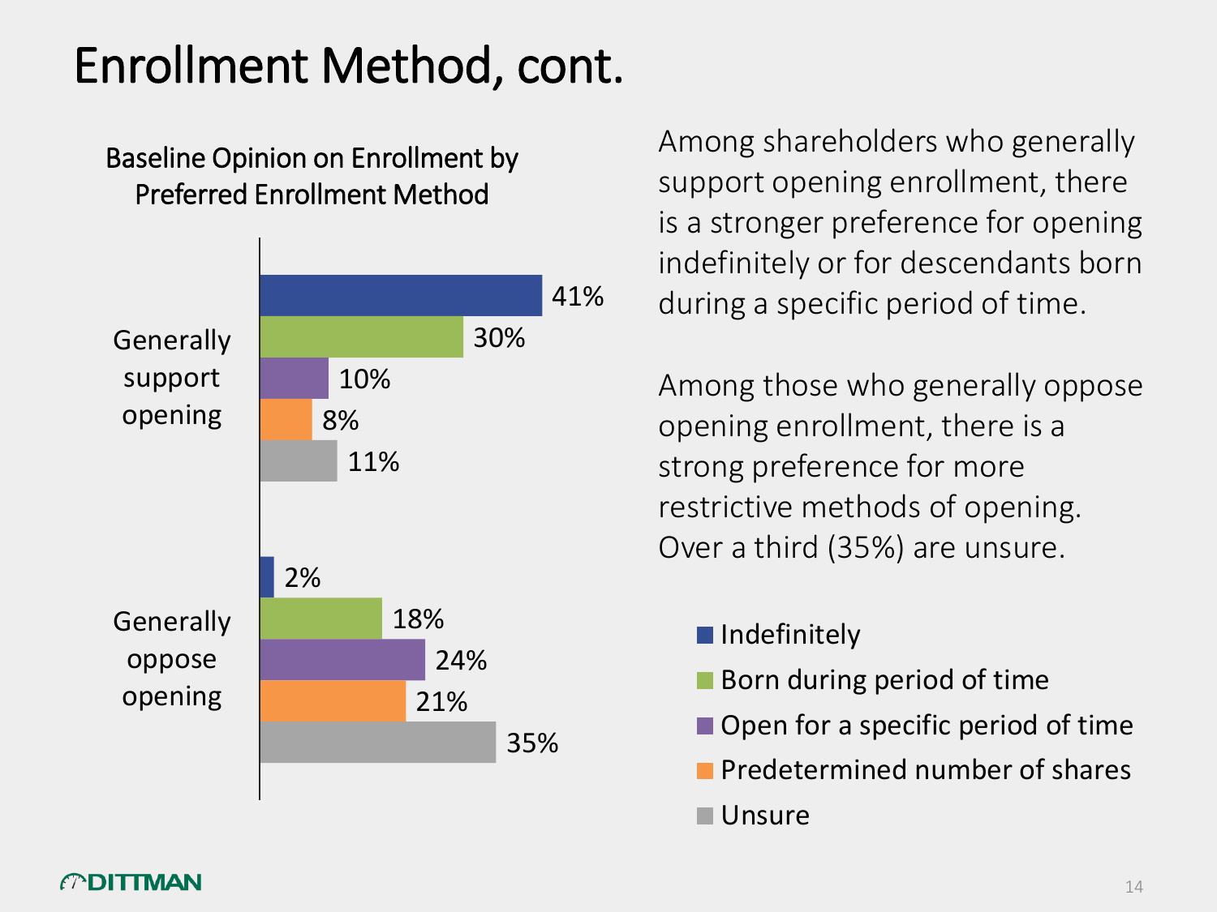# Enrollment Method, cont.

### Baseline Opinion on Enrollment by Preferred Enrollment Method

| | Indefinitely | Born during period of time | Open for a specific period of time | Predetermined number of shares | Unsure |
|---|---|---|---|---|---|
| Generally support opening | 41% | 30% | 10% | 8% | 11% |
| Generally oppose opening | 2% | 18% | 24% | 21% | 35% |

Among shareholders who generally support opening enrollment, there is a stronger preference for opening indefinitely or for descendants born during a specific period of time.

Among those who generally oppose opening enrollment, there is a strong preference for more restrictive methods of opening. Over a third (35%) are unsure.

DITTMAN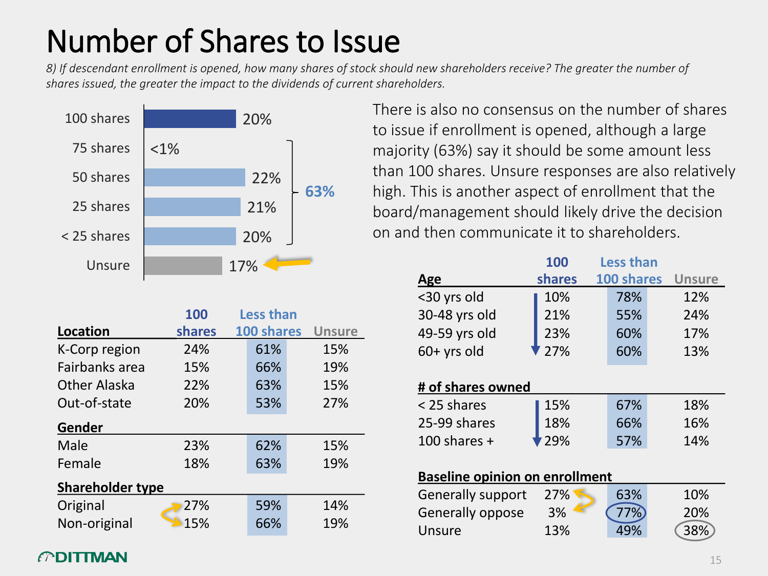# Number of Shares to Issue

*8) If descendant enrollment is opened, how many shares of stock should new shareholders receive? The greater the number of shares issued, the greater the impact to the dividends of current shareholders.*

| Response | % |
|---|---|
| 100 shares | 20% |
| 75 shares | <1% |
| 50 shares | 22% |
| 25 shares | 21% |
| < 25 shares | 20% |
| Unsure | 17% |

Less than 100 shares (75 shares through < 25 shares): 63%

There is also no consensus on the number of shares to issue if enrollment is opened, although a large majority (63%) say it should be some amount less than 100 shares. Unsure responses are also relatively high. This is another aspect of enrollment that the board/management should likely drive the decision on and then communicate it to shareholders.

| **Location** | 100 shares | Less than 100 shares | Unsure |
|---|---|---|---|
| K-Corp region | 24% | 61% | 15% |
| Fairbanks area | 15% | 66% | 19% |
| Other Alaska | 22% | 63% | 15% |
| Out-of-state | 20% | 53% | 27% |
| **Gender** | | | |
| Male | 23% | 62% | 15% |
| Female | 18% | 63% | 19% |
| **Shareholder type** | | | |
| Original | 27% | 59% | 14% |
| Non-original | 15% | 66% | 19% |

| **Age** | 100 shares | Less than 100 shares | Unsure |
|---|---|---|---|
| <30 yrs old | 10% | 78% | 12% |
| 30-48 yrs old | 21% | 55% | 24% |
| 49-59 yrs old | 23% | 60% | 17% |
| 60+ yrs old | 27% | 60% | 13% |
| **# of shares owned** | | | |
| < 25 shares | 15% | 67% | 18% |
| 25-99 shares | 18% | 66% | 16% |
| 100 shares + | 29% | 57% | 14% |
| **Baseline opinion on enrollment** | | | |
| Generally support | 27% | 63% | 10% |
| Generally oppose | 3% | 77% | 20% |
| Unsure | 13% | 49% | 38% |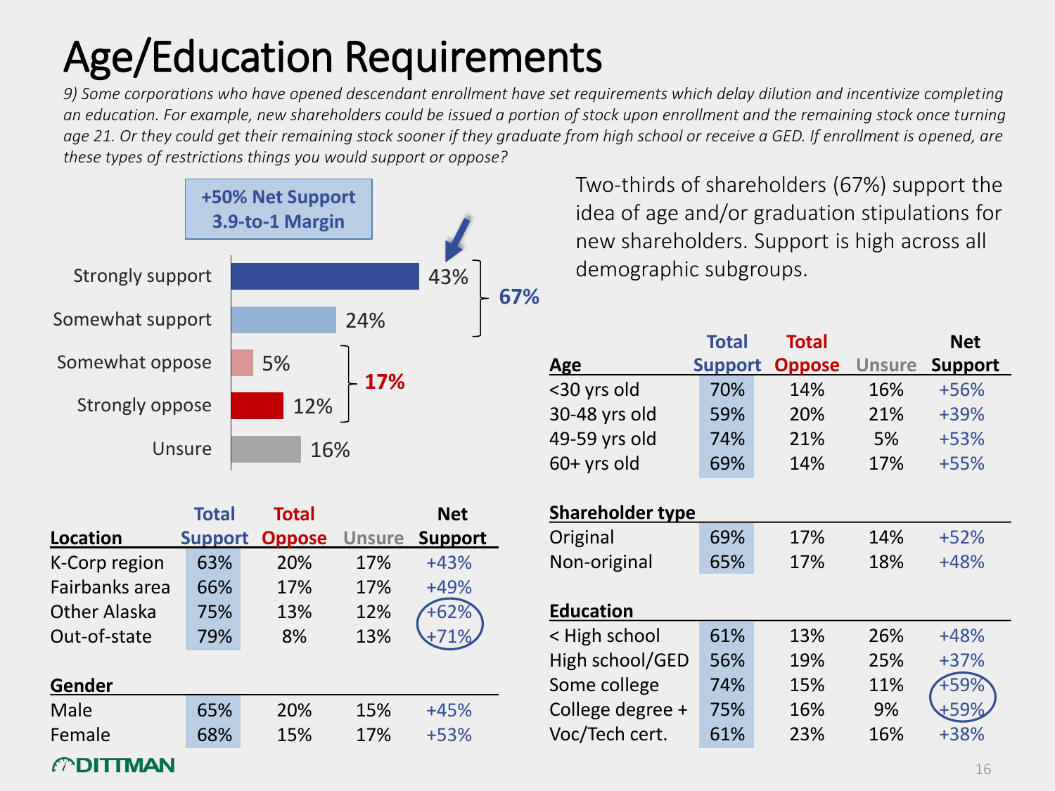# Age/Education Requirements

*9) Some corporations who have opened descendant enrollment have set requirements which delay dilution and incentivize completing an education. For example, new shareholders could be issued a portion of stock upon enrollment and the remaining stock once turning age 21. Or they could get their remaining stock sooner if they graduate from high school or receive a GED. If enrollment is opened, are these types of restrictions things you would support or oppose?*

**+50% Net Support**
**3.9-to-1 Margin**

| Response | % |
|---|---|
| Strongly support | 43% |
| Somewhat support | 24% |
| Somewhat oppose | 5% |
| Strongly oppose | 12% |
| Unsure | 16% |

Total support: **67%**; Total oppose: **17%**

Two-thirds of shareholders (67%) support the idea of age and/or graduation stipulations for new shareholders. Support is high across all demographic subgroups.

| Location | Total Support | Total Oppose | Unsure | Net Support |
|---|---|---|---|---|
| K-Corp region | 63% | 20% | 17% | +43% |
| Fairbanks area | 66% | 17% | 17% | +49% |
| Other Alaska | 75% | 13% | 12% | +62% |
| Out-of-state | 79% | 8% | 13% | +71% |
| **Gender** | | | | |
| Male | 65% | 20% | 15% | +45% |
| Female | 68% | 15% | 17% | +53% |

| Age | Total Support | Total Oppose | Unsure | Net Support |
|---|---|---|---|---|
| <30 yrs old | 70% | 14% | 16% | +56% |
| 30-48 yrs old | 59% | 20% | 21% | +39% |
| 49-59 yrs old | 74% | 21% | 5% | +53% |
| 60+ yrs old | 69% | 14% | 17% | +55% |
| **Shareholder type** | | | | |
| Original | 69% | 17% | 14% | +52% |
| Non-original | 65% | 17% | 18% | +48% |
| **Education** | | | | |
| < High school | 61% | 13% | 26% | +48% |
| High school/GED | 56% | 19% | 25% | +37% |
| Some college | 74% | 15% | 11% | +59% |
| College degree + | 75% | 16% | 9% | +59% |
| Voc/Tech cert. | 61% | 23% | 16% | +38% |

DITTMAN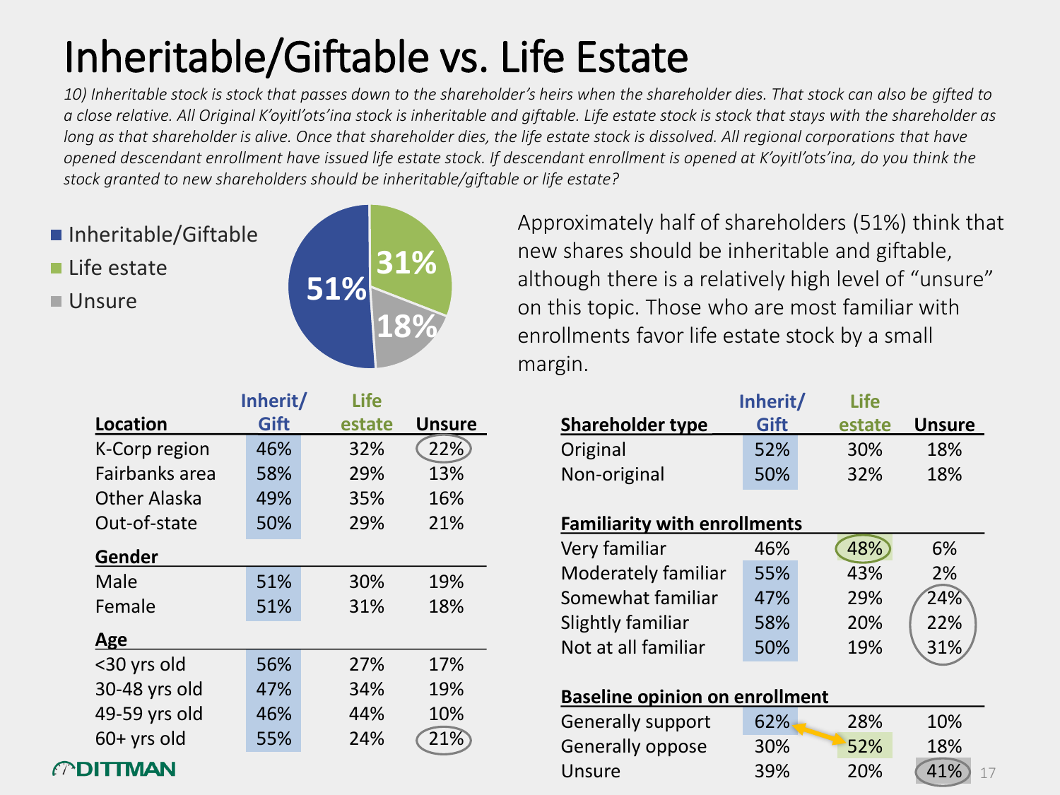# Inheritable/Giftable vs. Life Estate

*10) Inheritable stock is stock that passes down to the shareholder's heirs when the shareholder dies. That stock can also be gifted to a close relative. All Original K'oyitl'ots'ina stock is inheritable and giftable. Life estate stock is stock that stays with the shareholder as long as that shareholder is alive. Once that shareholder dies, the life estate stock is dissolved. All regional corporations that have opened descendant enrollment have issued life estate stock. If descendant enrollment is opened at K'oyitl'ots'ina, do you think the stock granted to new shareholders should be inheritable/giftable or life estate?*

- Inheritable/Giftable: 51%
- Life estate: 31%
- Unsure: 18%

Approximately half of shareholders (51%) think that new shares should be inheritable and giftable, although there is a relatively high level of "unsure" on this topic. Those who are most familiar with enrollments favor life estate stock by a small margin.

| Location | Inherit/ Gift | Life estate | Unsure |
|---|---|---|---|
| K-Corp region | 46% | 32% | 22% |
| Fairbanks area | 58% | 29% | 13% |
| Other Alaska | 49% | 35% | 16% |
| Out-of-state | 50% | 29% | 21% |
| **Gender** | | | |
| Male | 51% | 30% | 19% |
| Female | 51% | 31% | 18% |
| **Age** | | | |
| <30 yrs old | 56% | 27% | 17% |
| 30-48 yrs old | 47% | 34% | 19% |
| 49-59 yrs old | 46% | 44% | 10% |
| 60+ yrs old | 55% | 24% | 21% |

| Shareholder type | Inherit/ Gift | Life estate | Unsure |
|---|---|---|---|
| Original | 52% | 30% | 18% |
| Non-original | 50% | 32% | 18% |
| **Familiarity with enrollments** | | | |
| Very familiar | 46% | 48% | 6% |
| Moderately familiar | 55% | 43% | 2% |
| Somewhat familiar | 47% | 29% | 24% |
| Slightly familiar | 58% | 20% | 22% |
| Not at all familiar | 50% | 19% | 31% |
| **Baseline opinion on enrollment** | | | |
| Generally support | 62% | 28% | 10% |
| Generally oppose | 30% | 52% | 18% |
| Unsure | 39% | 20% | 41% |

DITTMAN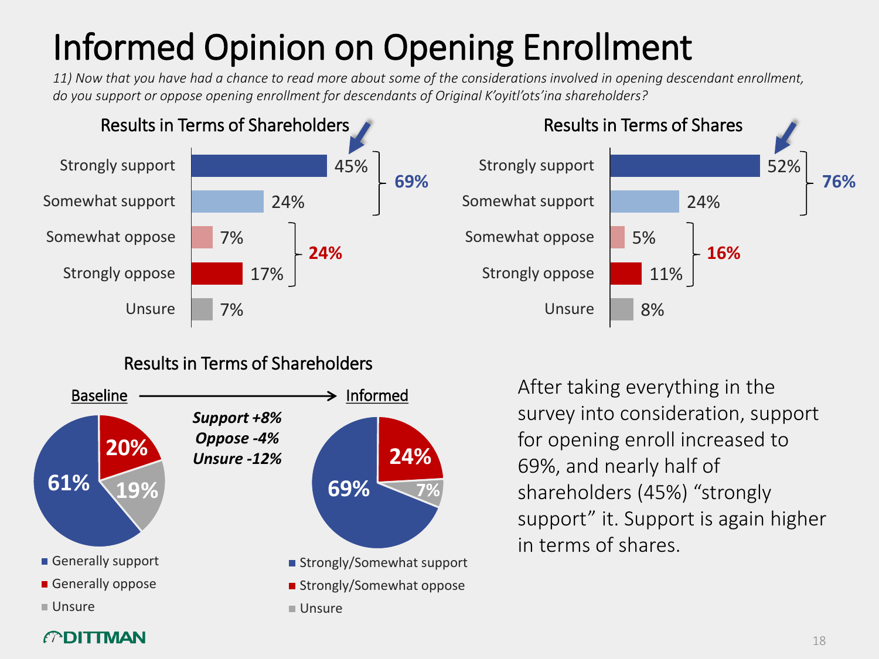# Informed Opinion on Opening Enrollment

*11) Now that you have had a chance to read more about some of the considerations involved in opening descendant enrollment, do you support or oppose opening enrollment for descendants of Original K'oyitl'ots'ina shareholders?*

### Results in Terms of Shareholders

| Response | % | Combined |
|---|---|---|
| Strongly support | 45% | **69%** |
| Somewhat support | 24% | |
| Somewhat oppose | 7% | **24%** |
| Strongly oppose | 17% | |
| Unsure | 7% | |

### Results in Terms of Shares

| Response | % | Combined |
|---|---|---|
| Strongly support | 52% | **76%** |
| Somewhat support | 24% | |
| Somewhat oppose | 5% | **16%** |
| Strongly oppose | 11% | |
| Unsure | 8% | |

### Results in Terms of Shareholders

**Baseline → Informed**

| Baseline | % |
|---|---|
| Generally support | 61% |
| Generally oppose | 20% |
| Unsure | 19% |

***Support +8%***
***Oppose -4%***
***Unsure -12%***

| Informed | % |
|---|---|
| Strongly/Somewhat support | 69% |
| Strongly/Somewhat oppose | 24% |
| Unsure | 7% |

After taking everything in the survey into consideration, support for opening enroll increased to 69%, and nearly half of shareholders (45%) "strongly support" it. Support is again higher in terms of shares.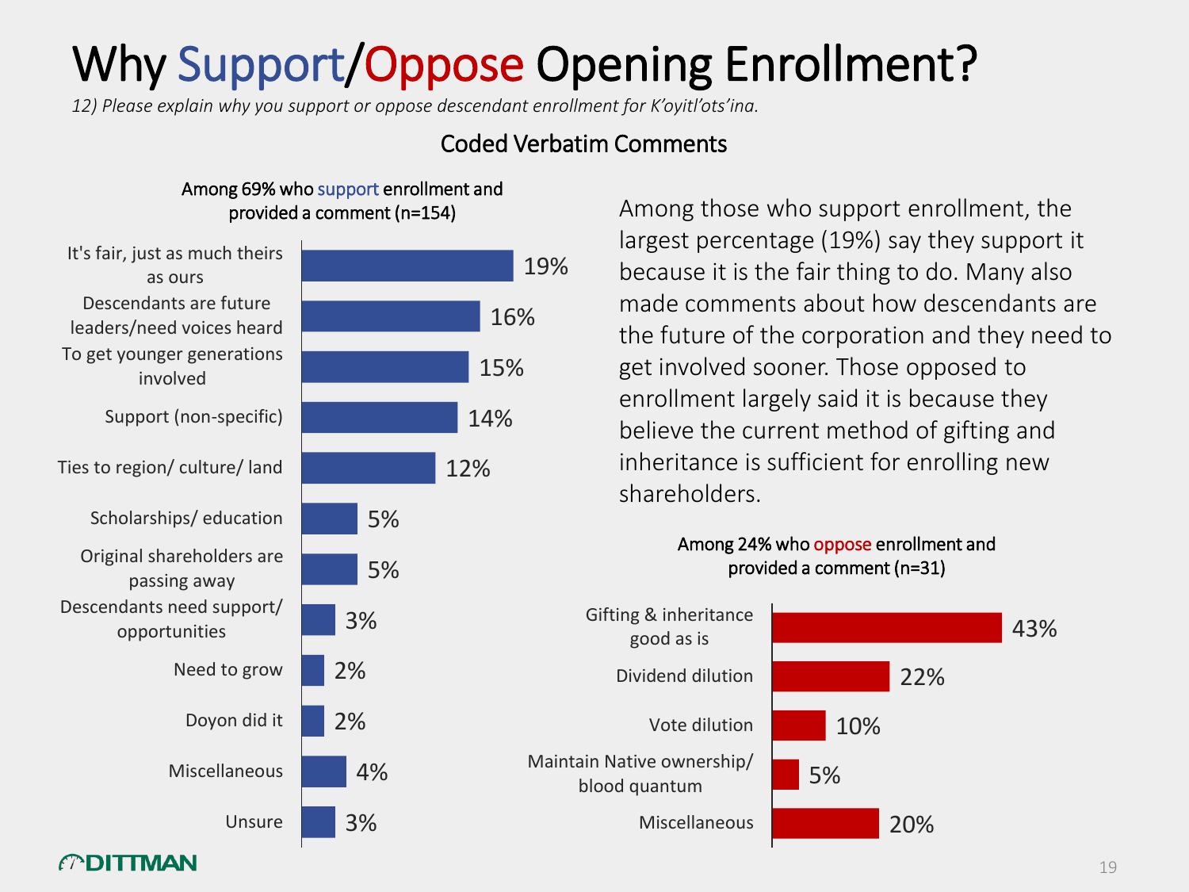# Why Support/Oppose Opening Enrollment?

*12) Please explain why you support or oppose descendant enrollment for K'oyitl'ots'ina.*

## Coded Verbatim Comments

**Among 69% who support enrollment and provided a comment (n=154)**

| Reason | % |
|---|---|
| It's fair, just as much theirs as ours | 19% |
| Descendants are future leaders/need voices heard | 16% |
| To get younger generations involved | 15% |
| Support (non-specific) | 14% |
| Ties to region/ culture/ land | 12% |
| Scholarships/ education | 5% |
| Original shareholders are passing away | 5% |
| Descendants need support/ opportunities | 3% |
| Need to grow | 2% |
| Doyon did it | 2% |
| Miscellaneous | 4% |
| Unsure | 3% |

Among those who support enrollment, the largest percentage (19%) say they support it because it is the fair thing to do. Many also made comments about how descendants are the future of the corporation and they need to get involved sooner. Those opposed to enrollment largely said it is because they believe the current method of gifting and inheritance is sufficient for enrolling new shareholders.

**Among 24% who oppose enrollment and provided a comment (n=31)**

| Reason | % |
|---|---|
| Gifting & inheritance good as is | 43% |
| Dividend dilution | 22% |
| Vote dilution | 10% |
| Maintain Native ownership/ blood quantum | 5% |
| Miscellaneous | 20% |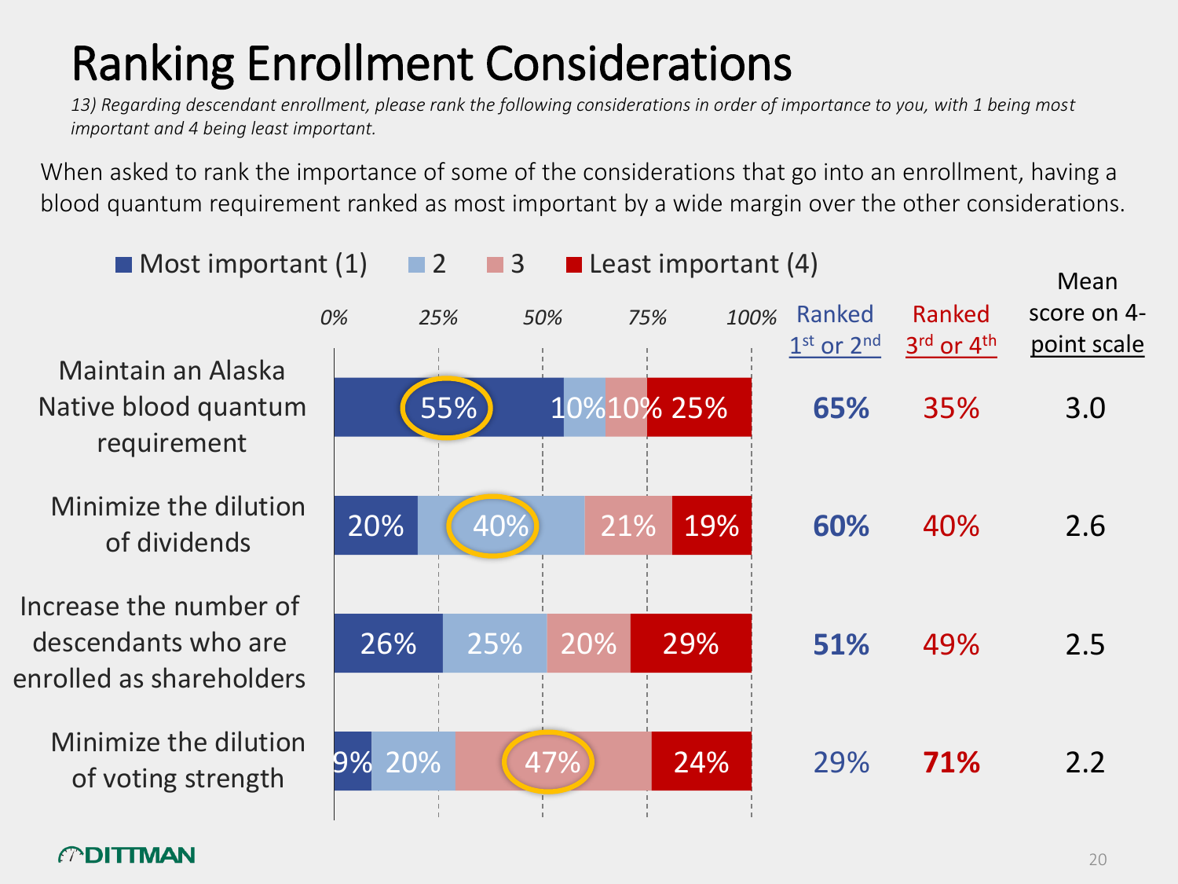# Ranking Enrollment Considerations

*13) Regarding descendant enrollment, please rank the following considerations in order of importance to you, with 1 being most important and 4 being least important.*

When asked to rank the importance of some of the considerations that go into an enrollment, having a blood quantum requirement ranked as most important by a wide margin over the other considerations.

| Consideration | Most important (1) | 2 | 3 | Least important (4) | Ranked 1st or 2nd | Ranked 3rd or 4th | Mean score on 4-point scale |
|---|---|---|---|---|---|---|---|
| Maintain an Alaska Native blood quantum requirement | 55% | 10% | 10% | 25% | 65% | 35% | 3.0 |
| Minimize the dilution of dividends | 20% | 40% | 21% | 19% | 60% | 40% | 2.6 |
| Increase the number of descendants who are enrolled as shareholders | 26% | 25% | 20% | 29% | 51% | 49% | 2.5 |
| Minimize the dilution of voting strength | 9% | 20% | 47% | 24% | 29% | 71% | 2.2 |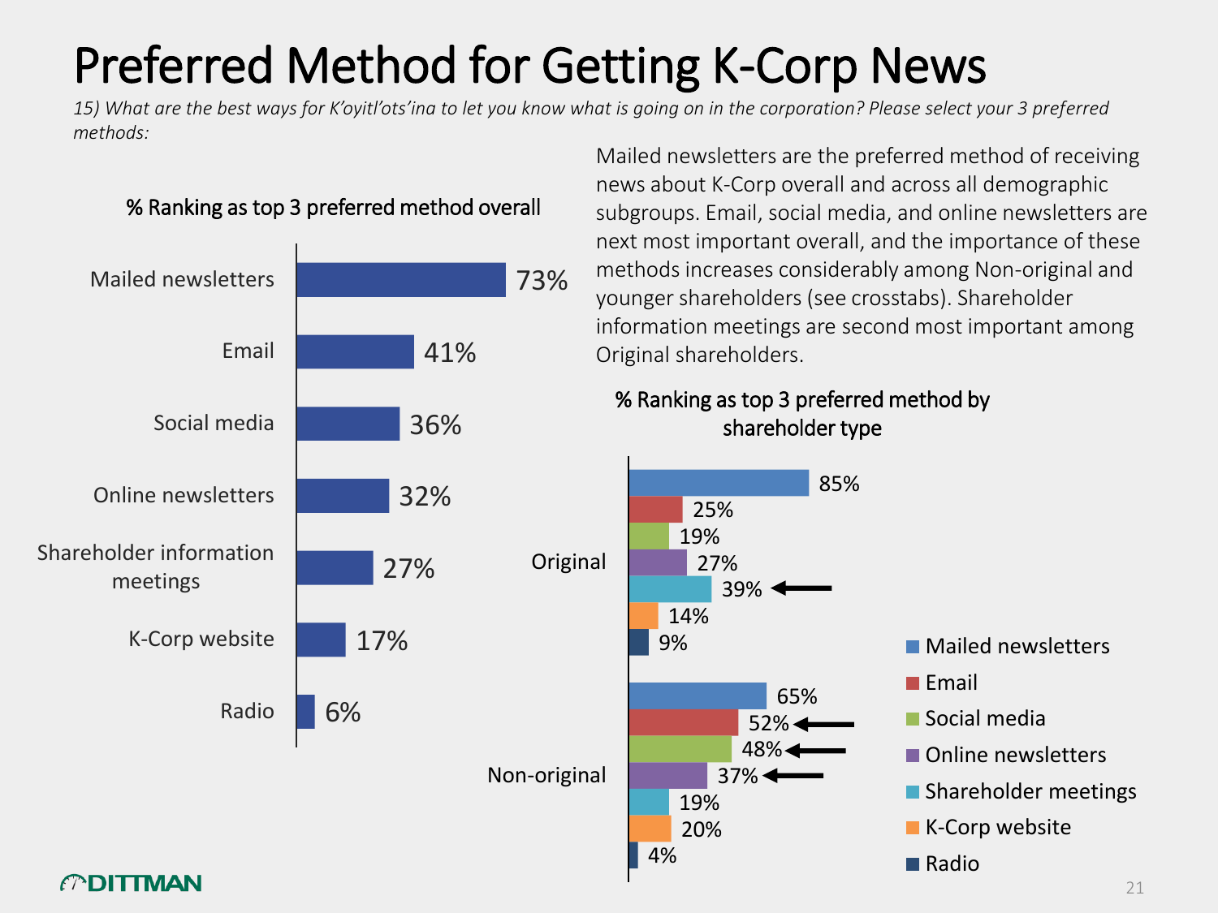# Preferred Method for Getting K-Corp News

*15) What are the best ways for K'oyitl'ots'ina to let you know what is going on in the corporation? Please select your 3 preferred methods:*

Mailed newsletters are the preferred method of receiving news about K-Corp overall and across all demographic subgroups. Email, social media, and online newsletters are next most important overall, and the importance of these methods increases considerably among Non-original and younger shareholders (see crosstabs). Shareholder information meetings are second most important among Original shareholders.

**% Ranking as top 3 preferred method overall**

| Method | % |
|---|---|
| Mailed newsletters | 73% |
| Email | 41% |
| Social media | 36% |
| Online newsletters | 32% |
| Shareholder information meetings | 27% |
| K-Corp website | 17% |
| Radio | 6% |

**% Ranking as top 3 preferred method by shareholder type**

| Method | Original | Non-original |
|---|---|---|
| Mailed newsletters | 85% | 65% |
| Email | 25% | 52% |
| Social media | 19% | 48% |
| Online newsletters | 27% | 37% |
| Shareholder meetings | 39% | 19% |
| K-Corp website | 14% | 20% |
| Radio | 9% | 4% |

DITTMAN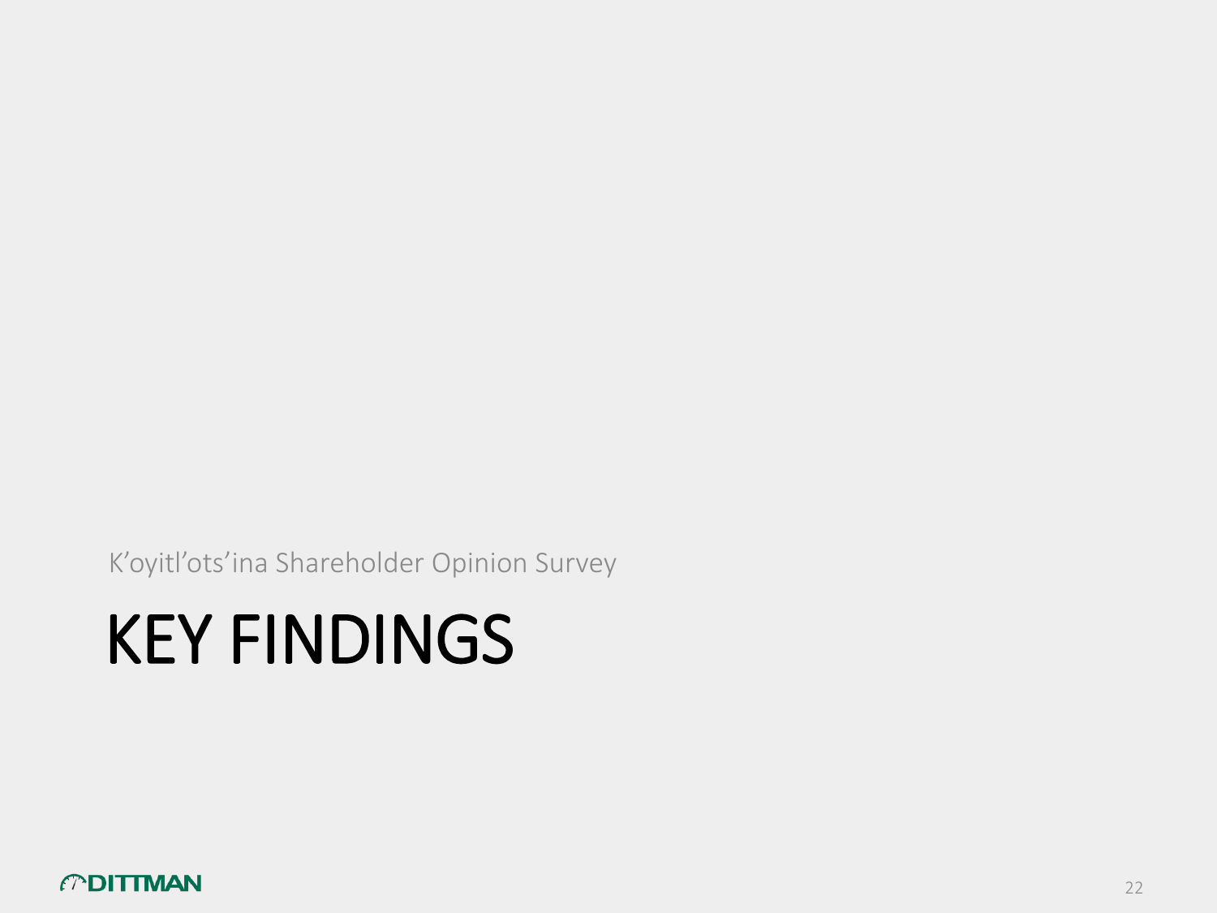K’oyitl’ots’ina Shareholder Opinion Survey

# KEY FINDINGS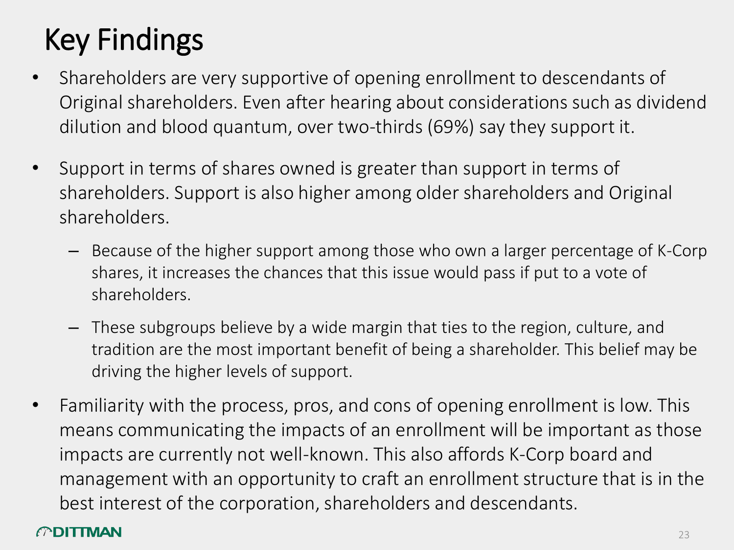# Key Findings

- Shareholders are very supportive of opening enrollment to descendants of Original shareholders. Even after hearing about considerations such as dividend dilution and blood quantum, over two-thirds (69%) say they support it.
- Support in terms of shares owned is greater than support in terms of shareholders. Support is also higher among older shareholders and Original shareholders.
  - Because of the higher support among those who own a larger percentage of K-Corp shares, it increases the chances that this issue would pass if put to a vote of shareholders.
  - These subgroups believe by a wide margin that ties to the region, culture, and tradition are the most important benefit of being a shareholder. This belief may be driving the higher levels of support.
- Familiarity with the process, pros, and cons of opening enrollment is low. This means communicating the impacts of an enrollment will be important as those impacts are currently not well-known. This also affords K-Corp board and management with an opportunity to craft an enrollment structure that is in the best interest of the corporation, shareholders and descendants.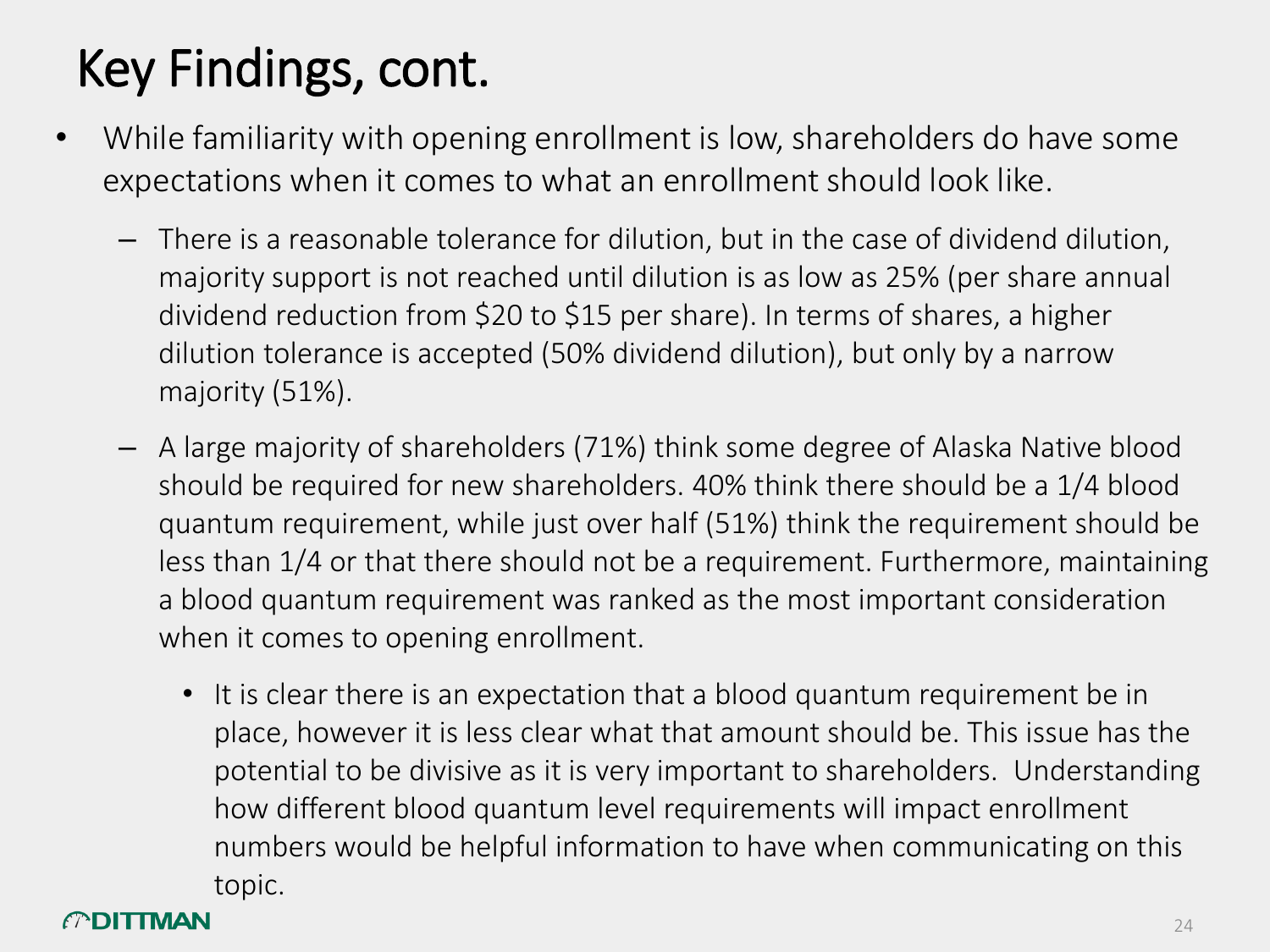# Key Findings, cont.

- While familiarity with opening enrollment is low, shareholders do have some expectations when it comes to what an enrollment should look like.
  - There is a reasonable tolerance for dilution, but in the case of dividend dilution, majority support is not reached until dilution is as low as 25% (per share annual dividend reduction from $20 to $15 per share). In terms of shares, a higher dilution tolerance is accepted (50% dividend dilution), but only by a narrow majority (51%).
  - A large majority of shareholders (71%) think some degree of Alaska Native blood should be required for new shareholders. 40% think there should be a 1/4 blood quantum requirement, while just over half (51%) think the requirement should be less than 1/4 or that there should not be a requirement. Furthermore, maintaining a blood quantum requirement was ranked as the most important consideration when it comes to opening enrollment.
    - It is clear there is an expectation that a blood quantum requirement be in place, however it is less clear what that amount should be. This issue has the potential to be divisive as it is very important to shareholders. Understanding how different blood quantum level requirements will impact enrollment numbers would be helpful information to have when communicating on this topic.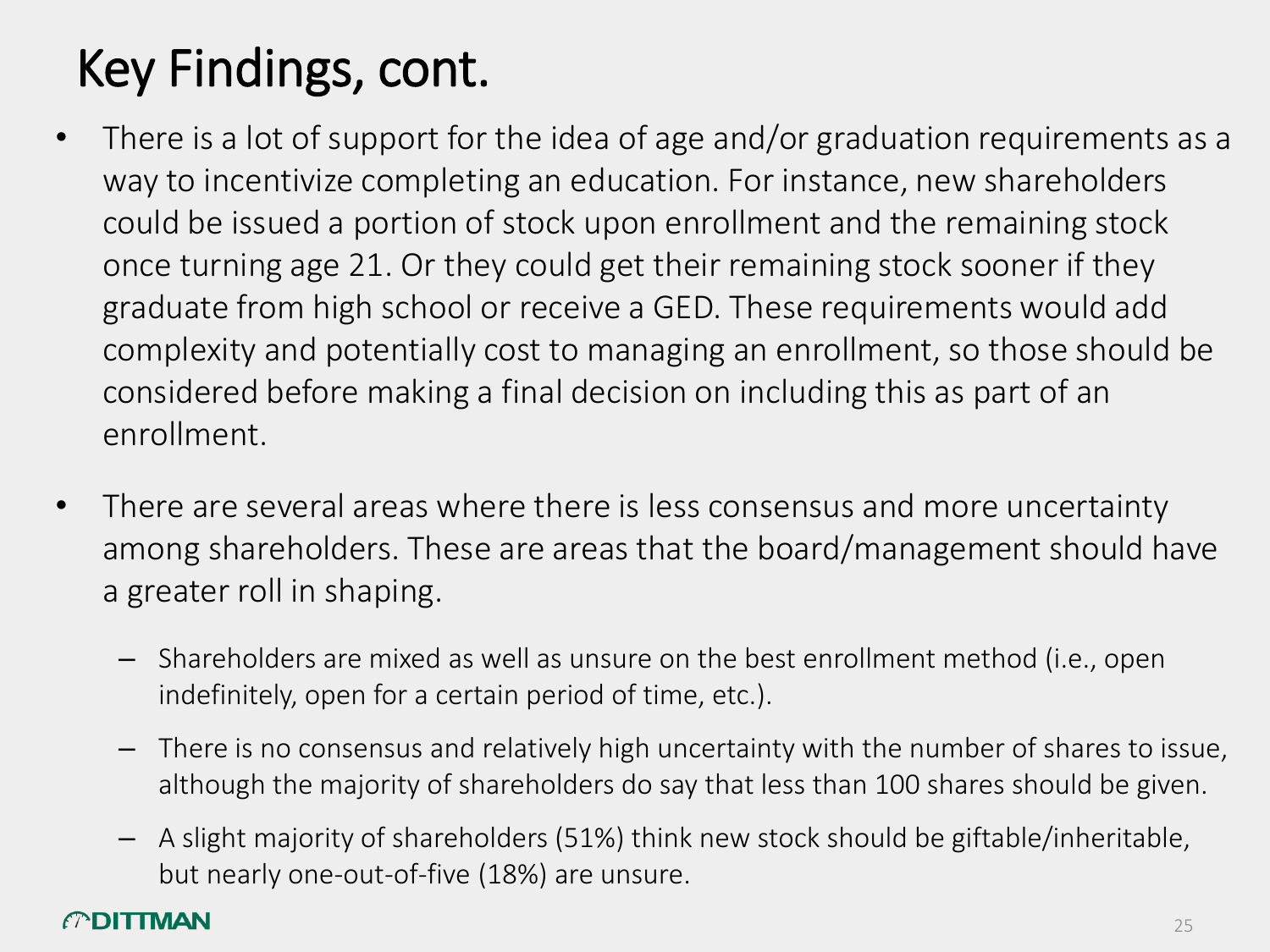# Key Findings, cont.

- There is a lot of support for the idea of age and/or graduation requirements as a way to incentivize completing an education. For instance, new shareholders could be issued a portion of stock upon enrollment and the remaining stock once turning age 21. Or they could get their remaining stock sooner if they graduate from high school or receive a GED. These requirements would add complexity and potentially cost to managing an enrollment, so those should be considered before making a final decision on including this as part of an enrollment.

- There are several areas where there is less consensus and more uncertainty among shareholders. These are areas that the board/management should have a greater roll in shaping.
  - Shareholders are mixed as well as unsure on the best enrollment method (i.e., open indefinitely, open for a certain period of time, etc.).
  - There is no consensus and relatively high uncertainty with the number of shares to issue, although the majority of shareholders do say that less than 100 shares should be given.
  - A slight majority of shareholders (51%) think new stock should be giftable/inheritable, but nearly one-out-of-five (18%) are unsure.

DITTMAN